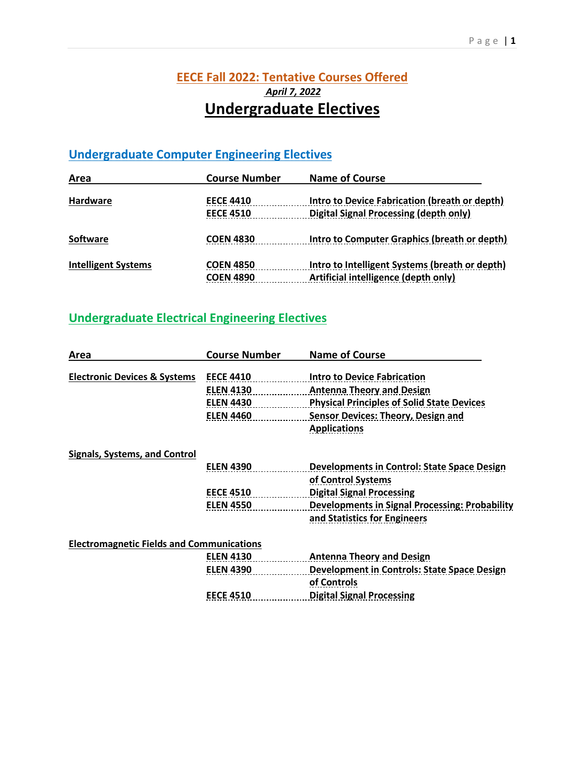# EECE Fall 2022: Tentative Courses Offered

*April 7, 2022*

# Undergraduate Electives

## Undergraduate Computer Engineering Electives

| Area | Course Number | Name of Course |
|---|---|---|
| Hardware | EECE 4410 | Intro to Device Fabrication (breath or depth) |
| | EECE 4510 | Digital Signal Processing (depth only) |
| Software | COEN 4830 | Intro to Computer Graphics (breath or depth) |
| Intelligent Systems | COEN 4850 | Intro to Intelligent Systems (breath or depth) |
| | COEN 4890 | Artificial intelligence (depth only) |

## Undergraduate Electrical Engineering Electives

| Area | Course Number | Name of Course |
|---|---|---|
| Electronic Devices & Systems | EECE 4410 | Intro to Device Fabrication |
| | ELEN 4130 | Antenna Theory and Design |
| | ELEN 4430 | Physical Principles of Solid State Devices |
| | ELEN 4460 | Sensor Devices: Theory, Design and Applications |
| Signals, Systems, and Control | | |
| | ELEN 4390 | Developments in Control: State Space Design of Control Systems |
| | EECE 4510 | Digital Signal Processing |
| | ELEN 4550 | Developments in Signal Processing: Probability and Statistics for Engineers |
| Electromagnetic Fields and Communications | | |
| | ELEN 4130 | Antenna Theory and Design |
| | ELEN 4390 | Development in Controls: State Space Design of Controls |
| | EECE 4510 | Digital Signal Processing |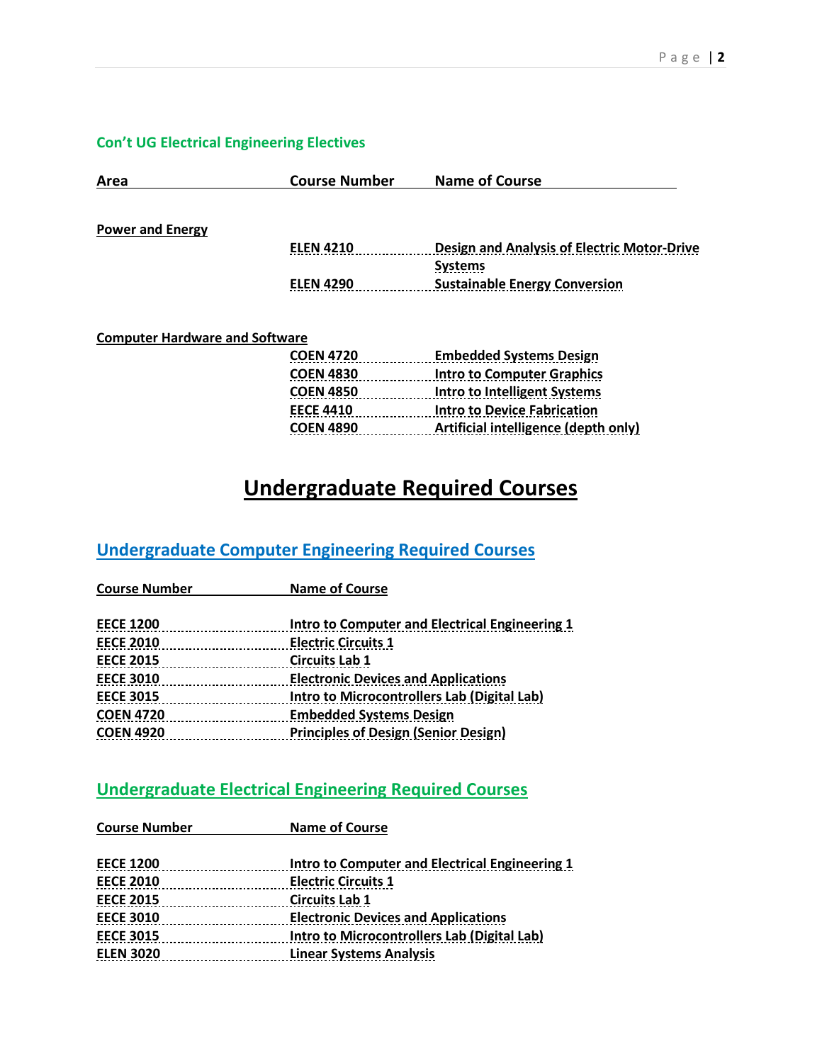### Con't UG Electrical Engineering Electives

| Area | Course Number | Name of Course |
| --- | --- | --- |
| **Power and Energy** | | |
| | ELEN 4210 | Design and Analysis of Electric Motor-Drive Systems |
| | ELEN 4290 | Sustainable Energy Conversion |
| **Computer Hardware and Software** | | |
| | COEN 4720 | Embedded Systems Design |
| | COEN 4830 | Intro to Computer Graphics |
| | COEN 4850 | Intro to Intelligent Systems |
| | EECE 4410 | Intro to Device Fabrication |
| | COEN 4890 | Artificial intelligence (depth only) |

# Undergraduate Required Courses

## Undergraduate Computer Engineering Required Courses

| Course Number | Name of Course |
| --- | --- |
| EECE 1200 | Intro to Computer and Electrical Engineering 1 |
| EECE 2010 | Electric Circuits 1 |
| EECE 2015 | Circuits Lab 1 |
| EECE 3010 | Electronic Devices and Applications |
| EECE 3015 | Intro to Microcontrollers Lab (Digital Lab) |
| COEN 4720 | Embedded Systems Design |
| COEN 4920 | Principles of Design (Senior Design) |

## Undergraduate Electrical Engineering Required Courses

| Course Number | Name of Course |
| --- | --- |
| EECE 1200 | Intro to Computer and Electrical Engineering 1 |
| EECE 2010 | Electric Circuits 1 |
| EECE 2015 | Circuits Lab 1 |
| EECE 3010 | Electronic Devices and Applications |
| EECE 3015 | Intro to Microcontrollers Lab (Digital Lab) |
| ELEN 3020 | Linear Systems Analysis |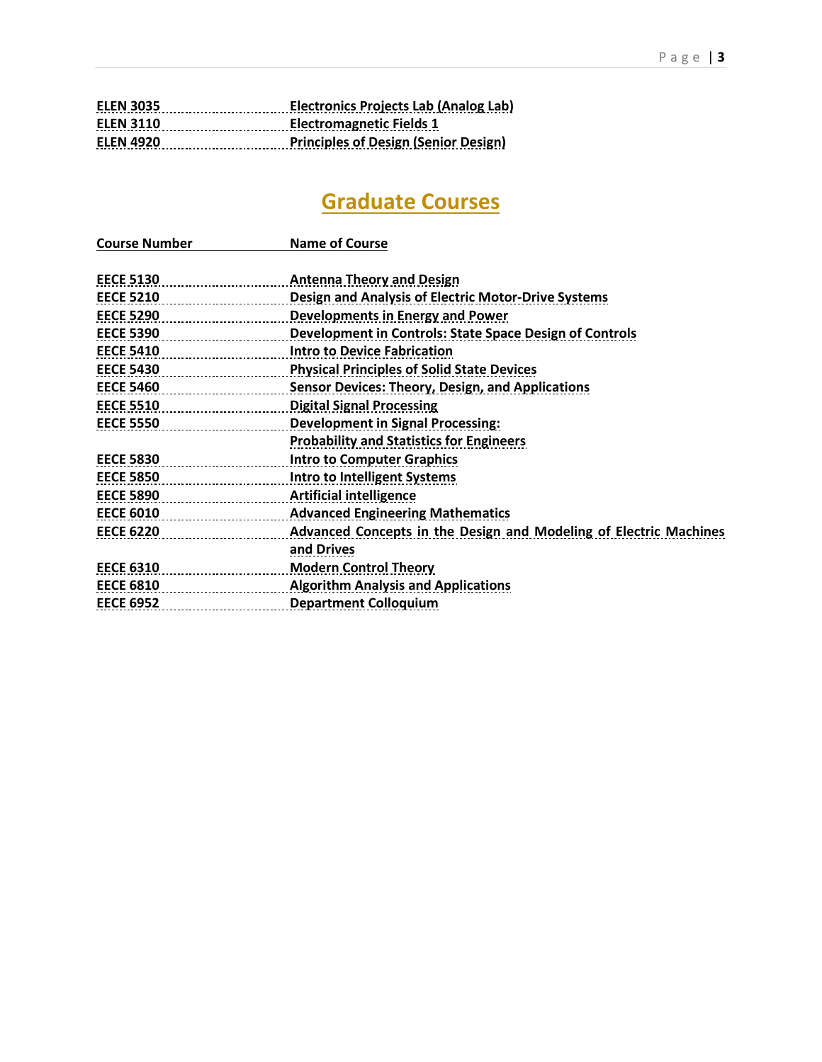| | |
|---|---|
| **ELEN 3035** | **Electronics Projects Lab (Analog Lab)** |
| **ELEN 3110** | **Electromagnetic Fields 1** |
| **ELEN 4920** | **Principles of Design (Senior Design)** |

## Graduate Courses

| Course Number | Name of Course |
|---|---|
| **EECE 5130** | **Antenna Theory and Design** |
| **EECE 5210** | **Design and Analysis of Electric Motor-Drive Systems** |
| **EECE 5290** | **Developments in Energy and Power** |
| **EECE 5390** | **Development in Controls: State Space Design of Controls** |
| **EECE 5410** | **Intro to Device Fabrication** |
| **EECE 5430** | **Physical Principles of Solid State Devices** |
| **EECE 5460** | **Sensor Devices: Theory, Design, and Applications** |
| **EECE 5510** | **Digital Signal Processing** |
| **EECE 5550** | **Development in Signal Processing: Probability and Statistics for Engineers** |
| **EECE 5830** | **Intro to Computer Graphics** |
| **EECE 5850** | **Intro to Intelligent Systems** |
| **EECE 5890** | **Artificial intelligence** |
| **EECE 6010** | **Advanced Engineering Mathematics** |
| **EECE 6220** | **Advanced Concepts in the Design and Modeling of Electric Machines and Drives** |
| **EECE 6310** | **Modern Control Theory** |
| **EECE 6810** | **Algorithm Analysis and Applications** |
| **EECE 6952** | **Department Colloquium** |